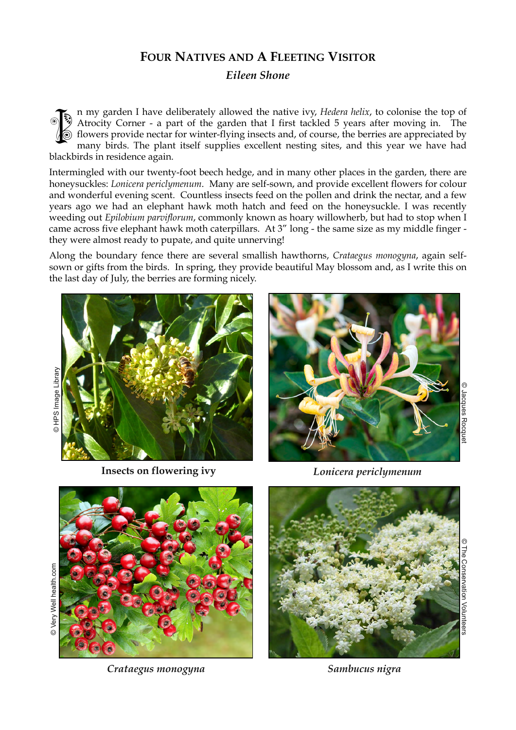# Four Natives and a Fleeting Visitor

*Eileen Shone*

In my garden I have deliberately allowed the native ivy, *Hedera helix*, to colonise the top of Atrocity Corner - a part of the garden that I first tackled 5 years after moving in. The flowers provide nectar for winter-flying insects and, of course, the berries are appreciated by many birds. The plant itself supplies excellent nesting sites, and this year we have had blackbirds in residence again.

Intermingled with our twenty-foot beech hedge, and in many other places in the garden, there are honeysuckles: *Lonicera periclymenum*. Many are self-sown, and provide excellent flowers for colour and wonderful evening scent. Countless insects feed on the pollen and drink the nectar, and a few years ago we had an elephant hawk moth hatch and feed on the honeysuckle. I was recently weeding out *Epilobium parviflorum*, commonly known as hoary willowherb, but had to stop when I came across five elephant hawk moth caterpillars. At 3″ long - the same size as my middle finger - they were almost ready to pupate, and quite unnerving!

Along the boundary fence there are several smallish hawthorns, *Crataegus monogyna*, again self-sown or gifts from the birds. In spring, they provide beautiful May blossom and, as I write this on the last day of July, the berries are forming nicely.

© HPS Image Library

**Insects on flowering ivy**

© Jacques Rocquet

***Lonicera periclymenum***

© Very Well health.com

***Crataegus monogyna***

© The Conservation Volunteers

***Sambucus nigra***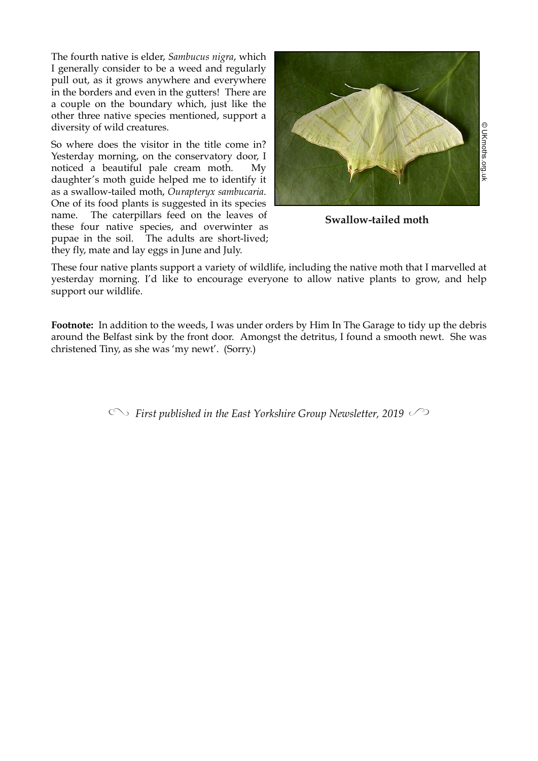The fourth native is elder, *Sambucus nigra*, which I generally consider to be a weed and regularly pull out, as it grows anywhere and everywhere in the borders and even in the gutters! There are a couple on the boundary which, just like the other three native species mentioned, support a diversity of wild creatures.

So where does the visitor in the title come in? Yesterday morning, on the conservatory door, I noticed a beautiful pale cream moth. My daughter's moth guide helped me to identify it as a swallow-tailed moth, *Ourapteryx sambucaria*. One of its food plants is suggested in its species name. The caterpillars feed on the leaves of these four native species, and overwinter as pupae in the soil. The adults are short-lived; they fly, mate and lay eggs in June and July.

© UKmoths.org.uk

**Swallow-tailed moth**

These four native plants support a variety of wildlife, including the native moth that I marvelled at yesterday morning. I'd like to encourage everyone to allow native plants to grow, and help support our wildlife.

**Footnote:** In addition to the weeds, I was under orders by Him In The Garage to tidy up the debris around the Belfast sink by the front door. Amongst the detritus, I found a smooth newt. She was christened Tiny, as she was 'my newt'. (Sorry.)

*First published in the East Yorkshire Group Newsletter, 2019*